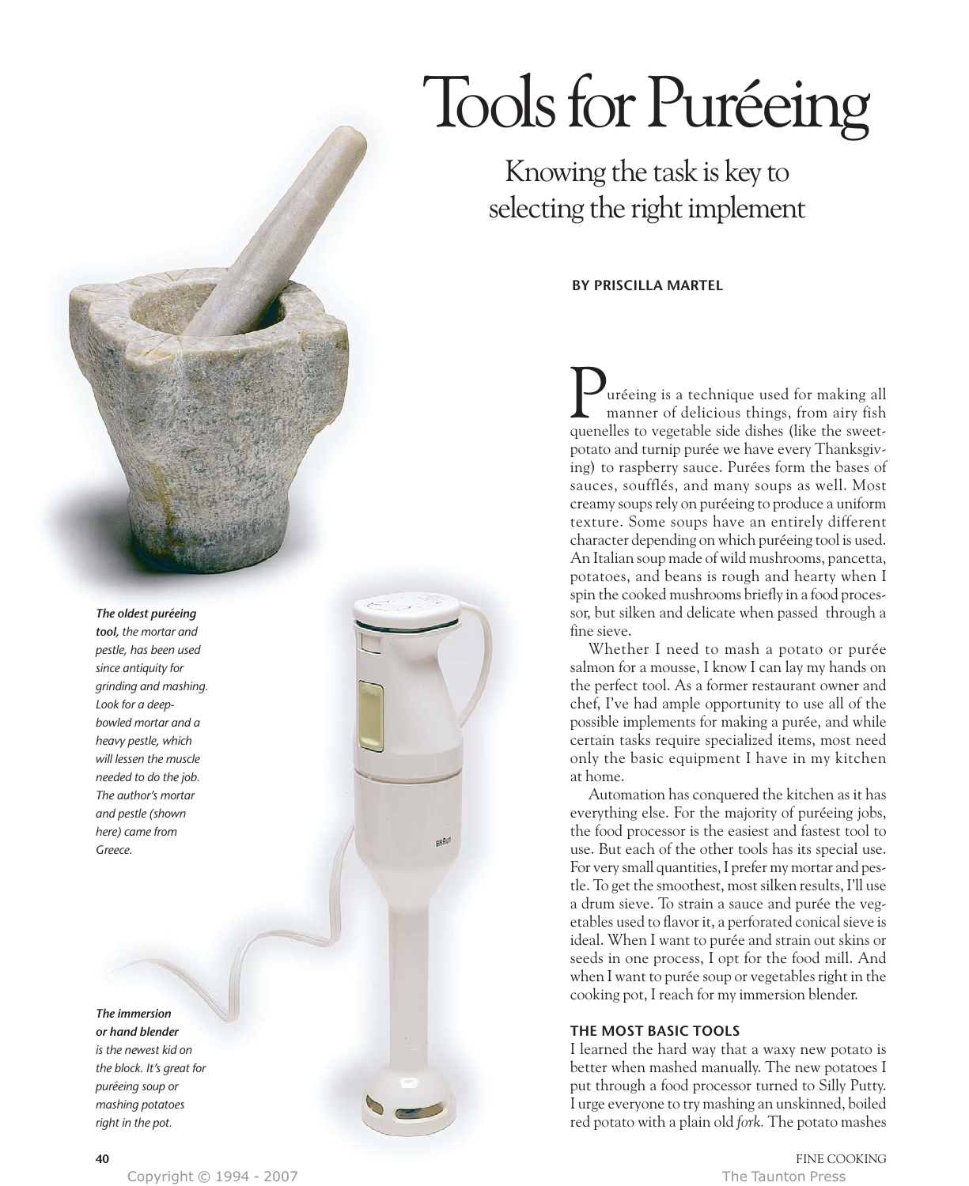# Tools for Puréeing

## Knowing the task is key to selecting the right implement

**BY PRISCILLA MARTEL**

Puréeing is a technique used for making all manner of delicious things, from airy fish quenelles to vegetable side dishes (like the sweet-potato and turnip purée we have every Thanksgiving) to raspberry sauce. Purées form the bases of sauces, soufflés, and many soups as well. Most creamy soups rely on puréeing to produce a uniform texture. Some soups have an entirely different character depending on which puréeing tool is used. An Italian soup made of wild mushrooms, pancetta, potatoes, and beans is rough and hearty when I spin the cooked mushrooms briefly in a food processor, but silken and delicate when passed through a fine sieve.

Whether I need to mash a potato or purée salmon for a mousse, I know I can lay my hands on the perfect tool. As a former restaurant owner and chef, I've had ample opportunity to use all of the possible implements for making a purée, and while certain tasks require specialized items, most need only the basic equipment I have in my kitchen at home.

Automation has conquered the kitchen as it has everything else. For the majority of puréeing jobs, the food processor is the easiest and fastest tool to use. But each of the other tools has its special use. For very small quantities, I prefer my mortar and pestle. To get the smoothest, most silken results, I'll use a drum sieve. To strain a sauce and purée the vegetables used to flavor it, a perforated conical sieve is ideal. When I want to purée and strain out skins or seeds in one process, I opt for the food mill. And when I want to purée soup or vegetables right in the cooking pot, I reach for my immersion blender.

### THE MOST BASIC TOOLS

I learned the hard way that a waxy new potato is better when mashed manually. The new potatoes I put through a food processor turned to Silly Putty. I urge everyone to try mashing an unskinned, boiled red potato with a plain old *fork.* The potato mashes

***The oldest puréeing tool,*** *the mortar and pestle, has been used since antiquity for grinding and mashing. Look for a deep-bowled mortar and a heavy pestle, which will lessen the muscle needed to do the job. The author's mortar and pestle (shown here) came from Greece.*

***The immersion or hand blender*** *is the newest kid on the block. It's great for puréeing soup or mashing potatoes right in the pot.*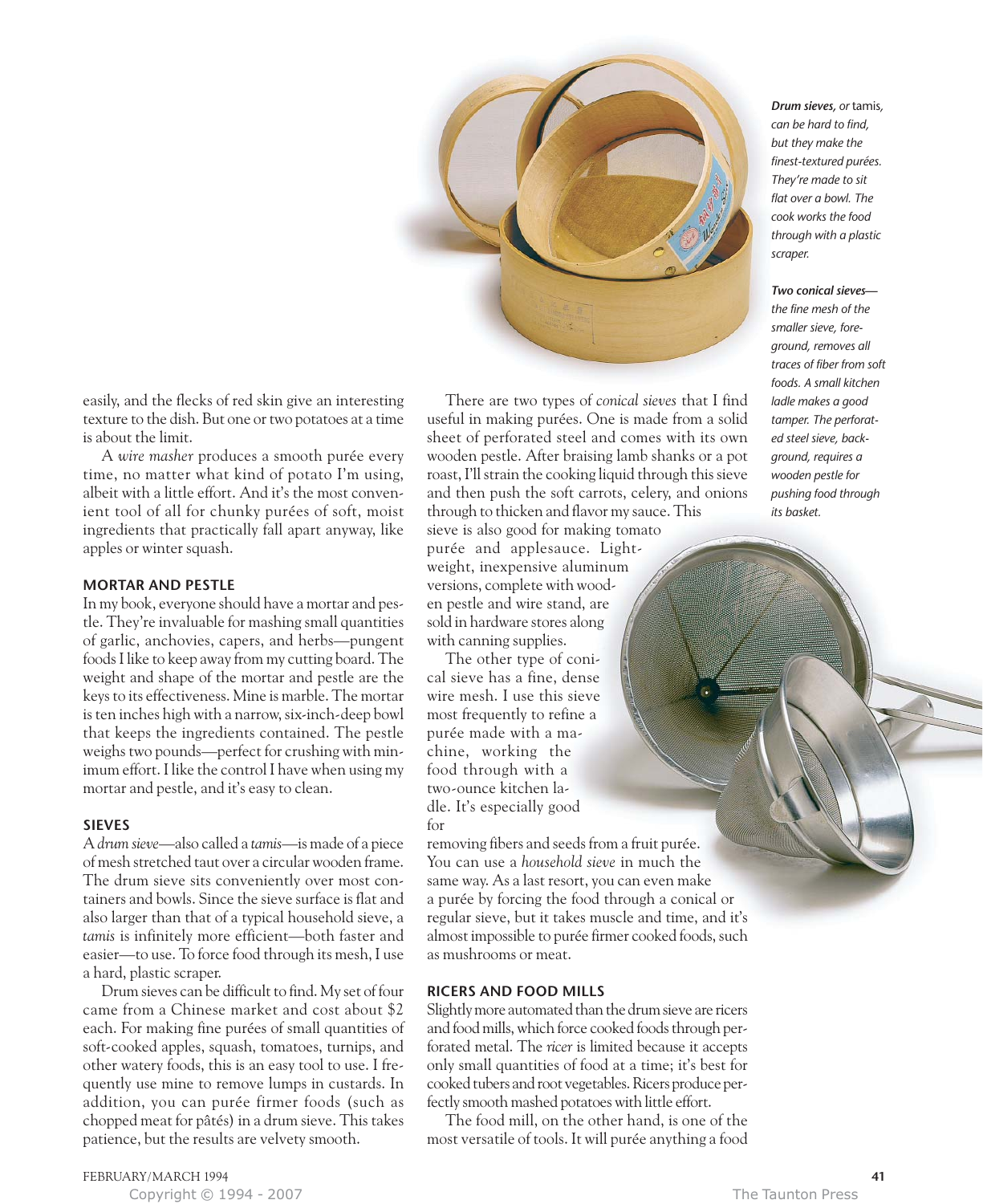easily, and the flecks of red skin give an interesting texture to the dish. But one or two potatoes at a time is about the limit.

A *wire masher* produces a smooth purée every time, no matter what kind of potato I'm using, albeit with a little effort. And it's the most convenient tool of all for chunky purées of soft, moist ingredients that practically fall apart anyway, like apples or winter squash.

### MORTAR AND PESTLE

In my book, everyone should have a mortar and pestle. They're invaluable for mashing small quantities of garlic, anchovies, capers, and herbs—pungent foods I like to keep away from my cutting board. The weight and shape of the mortar and pestle are the keys to its effectiveness. Mine is marble. The mortar is ten inches high with a narrow, six-inch-deep bowl that keeps the ingredients contained. The pestle weighs two pounds—perfect for crushing with minimum effort. I like the control I have when using my mortar and pestle, and it's easy to clean.

### SIEVES

A *drum sieve*—also called a *tamis*—is made of a piece of mesh stretched taut over a circular wooden frame. The drum sieve sits conveniently over most containers and bowls. Since the sieve surface is flat and also larger than that of a typical household sieve, a *tamis* is infinitely more efficient—both faster and easier—to use. To force food through its mesh, I use a hard, plastic scraper.

Drum sieves can be difficult to find. My set of four came from a Chinese market and cost about $2 each. For making fine purées of small quantities of soft-cooked apples, squash, tomatoes, turnips, and other watery foods, this is an easy tool to use. I frequently use mine to remove lumps in custards. In addition, you can purée firmer foods (such as chopped meat for pâtés) in a drum sieve. This takes patience, but the results are velvety smooth.

There are two types of *conical sieves* that I find useful in making purées. One is made from a solid sheet of perforated steel and comes with its own wooden pestle. After braising lamb shanks or a pot roast, I'll strain the cooking liquid through this sieve and then push the soft carrots, celery, and onions through to thicken and flavor my sauce. This sieve is also good for making tomato purée and applesauce. Lightweight, inexpensive aluminum versions, complete with wooden pestle and wire stand, are sold in hardware stores along with canning supplies.

The other type of conical sieve has a fine, dense wire mesh. I use this sieve most frequently to refine a purée made with a machine, working the food through with a two-ounce kitchen ladle. It's especially good for removing fibers and seeds from a fruit purée. You can use a *household sieve* in much the same way. As a last resort, you can even make a purée by forcing the food through a conical or regular sieve, but it takes muscle and time, and it's almost impossible to purée firmer cooked foods, such as mushrooms or meat.

### RICERS AND FOOD MILLS

Slightly more automated than the drum sieve are ricers and food mills, which force cooked foods through perforated metal. The *ricer* is limited because it accepts only small quantities of food at a time; it's best for cooked tubers and root vegetables. Ricers produce perfectly smooth mashed potatoes with little effort.

The food mill, on the other hand, is one of the most versatile of tools. It will purée anything a food

***Drum sieves,*** *or* tamis, *can be hard to find, but they make the finest-textured purées. They're made to sit flat over a bowl. The cook works the food through with a plastic scraper.*

***Two conical sieves***—*the fine mesh of the smaller sieve, foreground, removes all traces of fiber from soft foods. A small kitchen ladle makes a good tamper. The perforated steel sieve, background, requires a wooden pestle for pushing food through its basket.*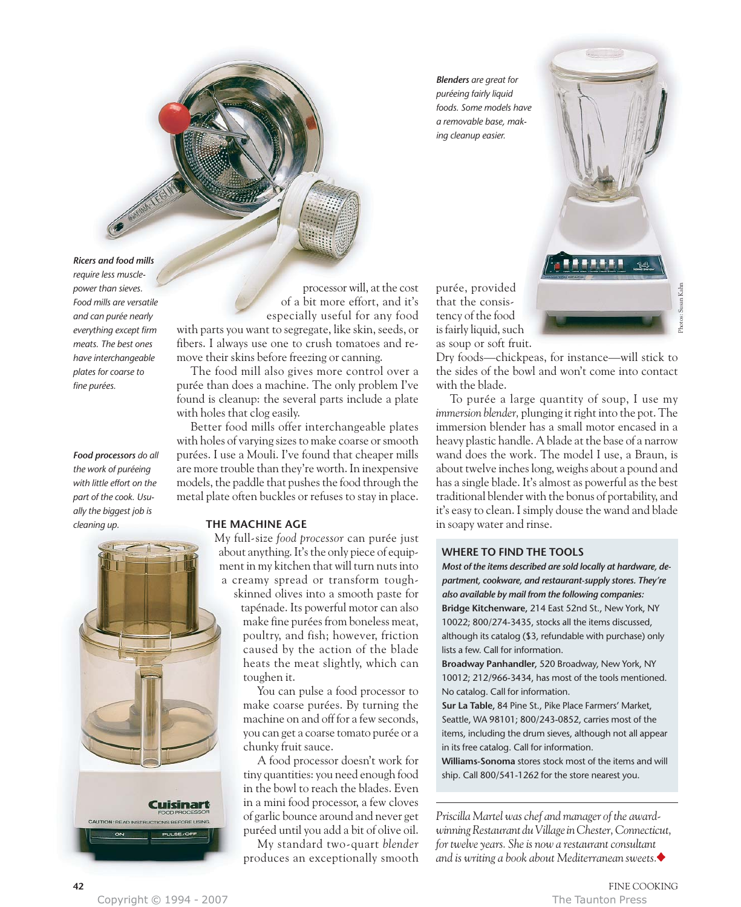*Ricers and food mills* require less musclepower than sieves. Food mills are versatile and can purée nearly everything except firm meats. The best ones have interchangeable plates for coarse to fine purées.

processor will, at the cost of a bit more effort, and it's especially useful for any food with parts you want to segregate, like skin, seeds, or fibers. I always use one to crush tomatoes and remove their skins before freezing or canning.

The food mill also gives more control over a purée than does a machine. The only problem I've found is cleanup: the several parts include a plate with holes that clog easily.

Better food mills offer interchangeable plates with holes of varying sizes to make coarse or smooth purées. I use a Mouli. I've found that cheaper mills are more trouble than they're worth. In inexpensive models, the paddle that pushes the food through the metal plate often buckles or refuses to stay in place.

*Food processors* do all the work of puréeing with little effort on the part of the cook. Usually the biggest job is cleaning up.

### THE MACHINE AGE

My full-size *food processor* can purée just about anything. It's the only piece of equipment in my kitchen that will turn nuts into a creamy spread or transform tough-skinned olives into a smooth paste for tapénade. Its powerful motor can also make fine purées from boneless meat, poultry, and fish; however, friction caused by the action of the blade heats the meat slightly, which can toughen it.

You can pulse a food processor to make coarse purées. By turning the machine on and off for a few seconds, you can get a coarse tomato purée or a chunky fruit sauce.

A food processor doesn't work for tiny quantities: you need enough food in the bowl to reach the blades. Even in a mini food processor, a few cloves of garlic bounce around and never get puréed until you add a bit of olive oil.

My standard two-quart *blender* produces an exceptionally smooth purée, provided that the consistency of the food is fairly liquid, such as soup or soft fruit. Dry foods—chickpeas, for instance—will stick to the sides of the bowl and won't come into contact with the blade.

*Blenders* are great for puréeing fairly liquid foods. Some models have a removable base, making cleanup easier.

To purée a large quantity of soup, I use my *immersion blender*, plunging it right into the pot. The immersion blender has a small motor encased in a heavy plastic handle. A blade at the base of a narrow wand does the work. The model I use, a Braun, is about twelve inches long, weighs about a pound and has a single blade. It's almost as powerful as the best traditional blender with the bonus of portability, and it's easy to clean. I simply douse the wand and blade in soapy water and rinse.

Photos: Susan Kahn

### WHERE TO FIND THE TOOLS

***Most of the items described are sold locally at hardware, department, cookware, and restaurant-supply stores. They're also available by mail from the following companies:***

**Bridge Kitchenware,** 214 East 52nd St., New York, NY 10022; 800/274-3435, stocks all the items discussed, although its catalog ($3, refundable with purchase) only lists a few. Call for information.

**Broadway Panhandler,** 520 Broadway, New York, NY 10012; 212/966-3434, has most of the tools mentioned. No catalog. Call for information.

**Sur La Table,** 84 Pine St., Pike Place Farmers' Market, Seattle, WA 98101; 800/243-0852, carries most of the items, including the drum sieves, although not all appear in its free catalog. Call for information.

**Williams-Sonoma** stores stock most of the items and will ship. Call 800/541-1262 for the store nearest you.

*Priscilla Martel was chef and manager of the award-winning Restaurant du Village in Chester, Connecticut, for twelve years. She is now a restaurant consultant and is writing a book about Mediterranean sweets.* ◆